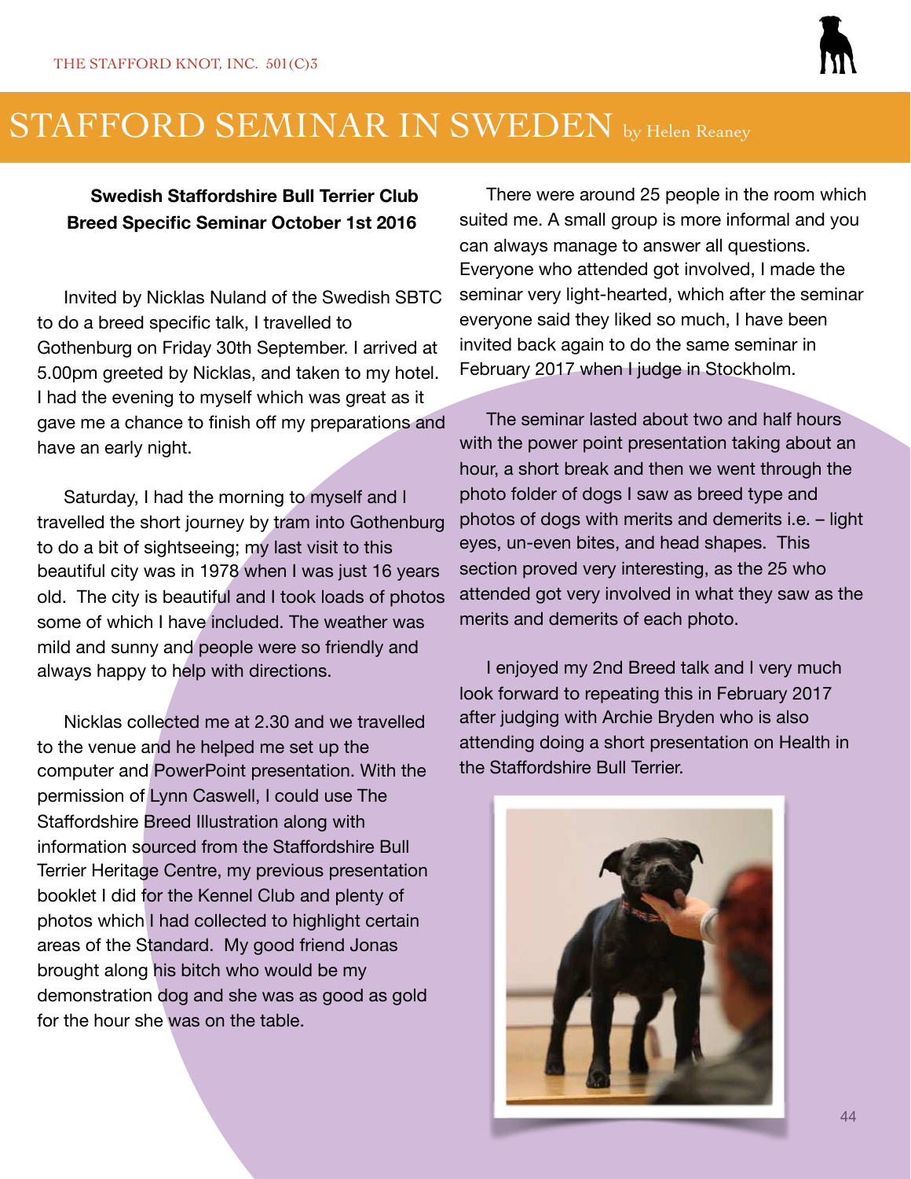# STAFFORD SEMINAR IN SWEDEN by Helen Reaney

**Swedish Staffordshire Bull Terrier Club Breed Specific Seminar October 1st 2016**

Invited by Nicklas Nuland of the Swedish SBTC to do a breed specific talk, I travelled to Gothenburg on Friday 30th September. I arrived at 5.00pm greeted by Nicklas, and taken to my hotel. I had the evening to myself which was great as it gave me a chance to finish off my preparations and have an early night.

Saturday, I had the morning to myself and I travelled the short journey by tram into Gothenburg to do a bit of sightseeing; my last visit to this beautiful city was in 1978 when I was just 16 years old. The city is beautiful and I took loads of photos some of which I have included. The weather was mild and sunny and people were so friendly and always happy to help with directions.

Nicklas collected me at 2.30 and we travelled to the venue and he helped me set up the computer and PowerPoint presentation. With the permission of Lynn Caswell, I could use The Staffordshire Breed Illustration along with information sourced from the Staffordshire Bull Terrier Heritage Centre, my previous presentation booklet I did for the Kennel Club and plenty of photos which I had collected to highlight certain areas of the Standard. My good friend Jonas brought along his bitch who would be my demonstration dog and she was as good as gold for the hour she was on the table.

There were around 25 people in the room which suited me. A small group is more informal and you can always manage to answer all questions. Everyone who attended got involved, I made the seminar very light-hearted, which after the seminar everyone said they liked so much, I have been invited back again to do the same seminar in February 2017 when I judge in Stockholm.

The seminar lasted about two and half hours with the power point presentation taking about an hour, a short break and then we went through the photo folder of dogs I saw as breed type and photos of dogs with merits and demerits i.e. – light eyes, un-even bites, and head shapes. This section proved very interesting, as the 25 who attended got very involved in what they saw as the merits and demerits of each photo.

I enjoyed my 2nd Breed talk and I very much look forward to repeating this in February 2017 after judging with Archie Bryden who is also attending doing a short presentation on Health in the Staffordshire Bull Terrier.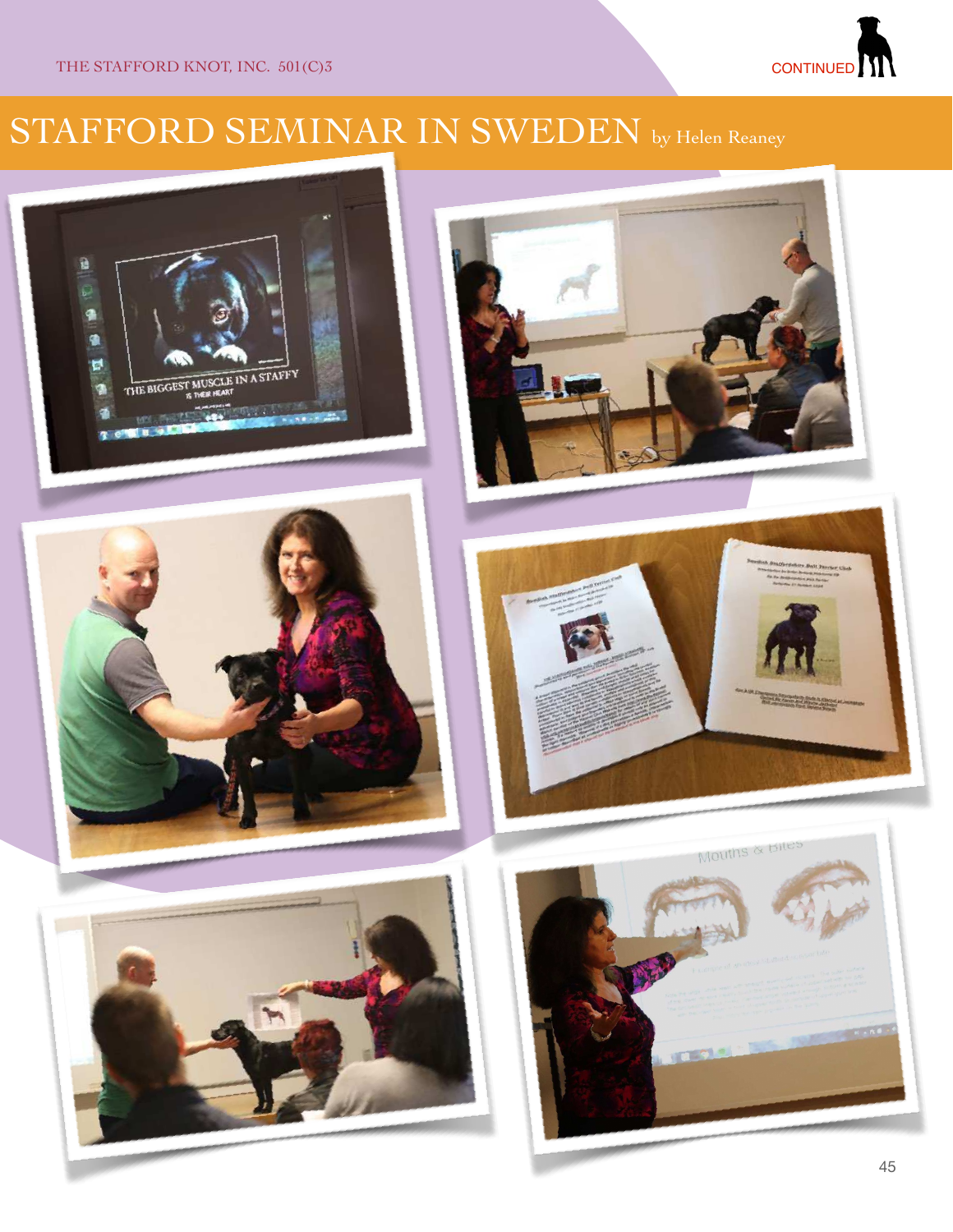# STAFFORD SEMINAR IN SWEDEN by Helen Reaney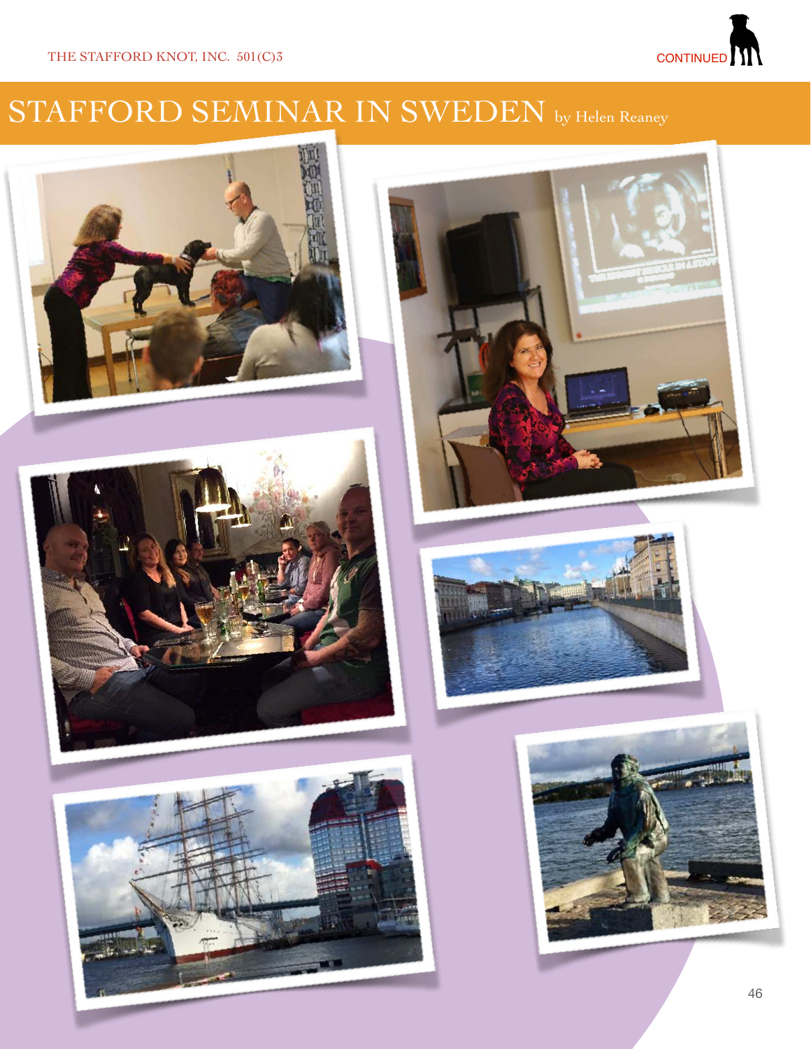# STAFFORD SEMINAR IN SWEDEN by Helen Reaney